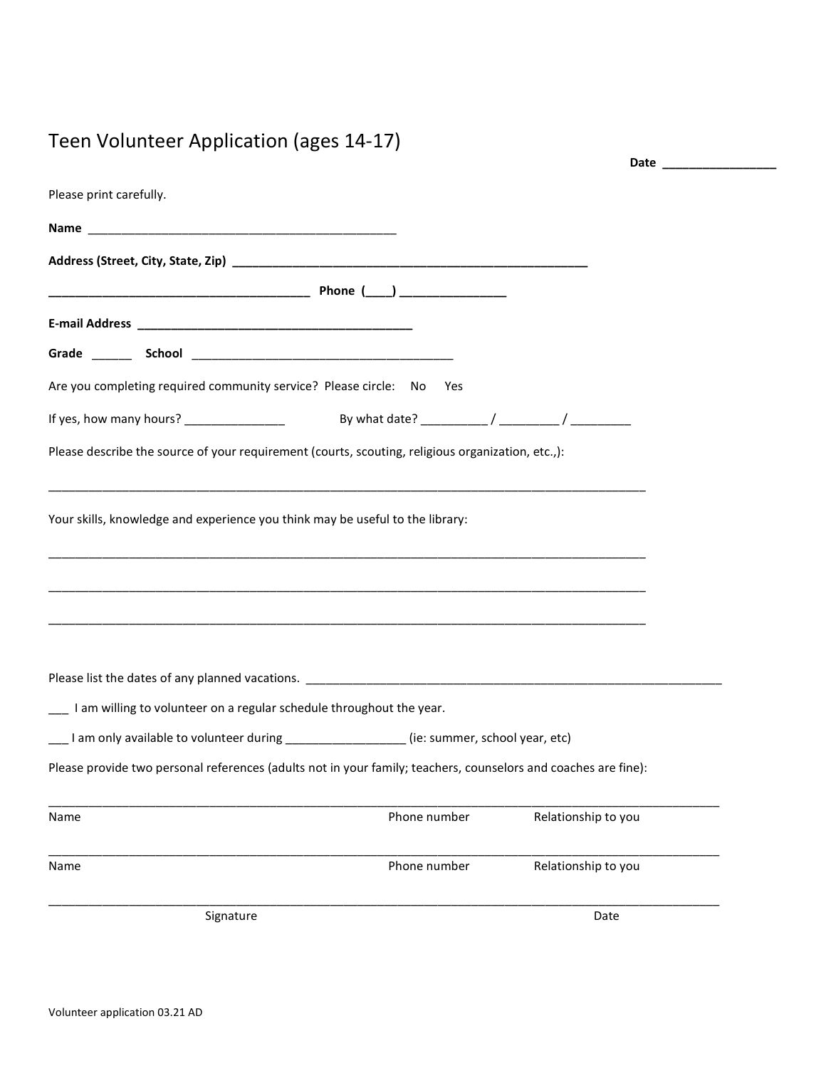# Teen Volunteer Application (ages 14-17)

**Date** ________________

Please print carefully.

**Name** ____________________________________________

**Address (Street, City, State, Zip)** ___________________________________________________

______________________________________ **Phone** (____) _______________

**E-mail Address** ________________________________________

**Grade** ______ **School** ______________________________________

Are you completing required community service? Please circle: No Yes

If yes, how many hours? ______________ By what date? _________ / ________ / ________

Please describe the source of your requirement (courts, scouting, religious organization, etc.,):

_________________________________________________________________________________________

Your skills, knowledge and experience you think may be useful to the library:

_________________________________________________________________________________________

_________________________________________________________________________________________

_________________________________________________________________________________________

Please list the dates of any planned vacations. ____________________________________________________________

___ I am willing to volunteer on a regular schedule throughout the year.

___ I am only available to volunteer during _________________ (ie: summer, school year, etc)

Please provide two personal references (adults not in your family; teachers, counselors and coaches are fine):

_____________________________________________________________________________________________________

Name Phone number Relationship to you

_____________________________________________________________________________________________________

Name Phone number Relationship to you

_____________________________________________________________________________________________________

Signature Date

Volunteer application 03.21 AD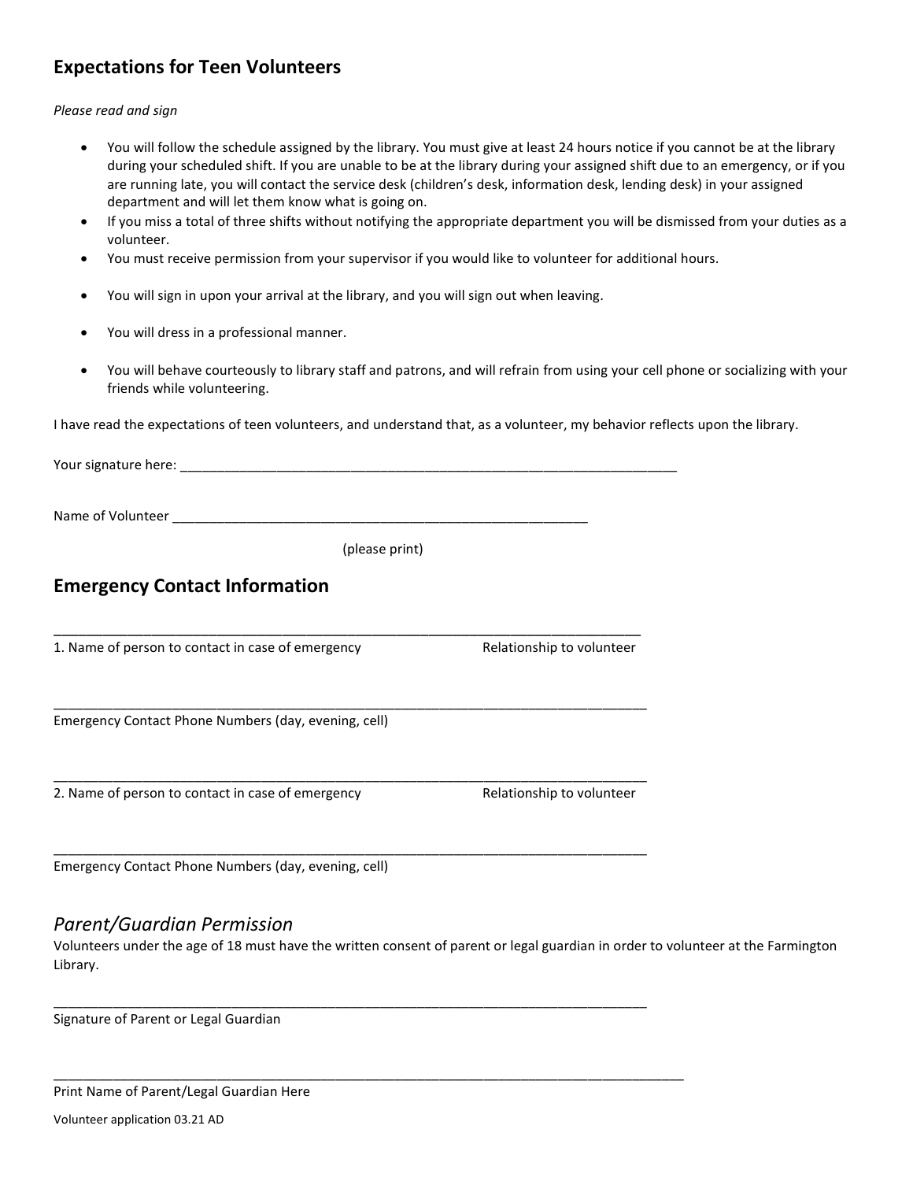## Expectations for Teen Volunteers

*Please read and sign*

- You will follow the schedule assigned by the library. You must give at least 24 hours notice if you cannot be at the library during your scheduled shift. If you are unable to be at the library during your assigned shift due to an emergency, or if you are running late, you will contact the service desk (children's desk, information desk, lending desk) in your assigned department and will let them know what is going on.
- If you miss a total of three shifts without notifying the appropriate department you will be dismissed from your duties as a volunteer.
- You must receive permission from your supervisor if you would like to volunteer for additional hours.
- You will sign in upon your arrival at the library, and you will sign out when leaving.
- You will dress in a professional manner.
- You will behave courteously to library staff and patrons, and will refrain from using your cell phone or socializing with your friends while volunteering.

I have read the expectations of teen volunteers, and understand that, as a volunteer, my behavior reflects upon the library.

Your signature here: ___________________________________________________________________

Name of Volunteer ________________________________________________________

(please print)

## Emergency Contact Information

_________________________________________________________________________________

1. Name of person to contact in case of emergency                    Relationship to volunteer

_________________________________________________________________________________

Emergency Contact Phone Numbers (day, evening, cell)

_________________________________________________________________________________

2. Name of person to contact in case of emergency                    Relationship to volunteer

_________________________________________________________________________________

Emergency Contact Phone Numbers (day, evening, cell)

## *Parent/Guardian Permission*

Volunteers under the age of 18 must have the written consent of parent or legal guardian in order to volunteer at the Farmington Library.

_________________________________________________________________________________

Signature of Parent or Legal Guardian

_________________________________________________________________________________

Print Name of Parent/Legal Guardian Here

Volunteer application 03.21 AD